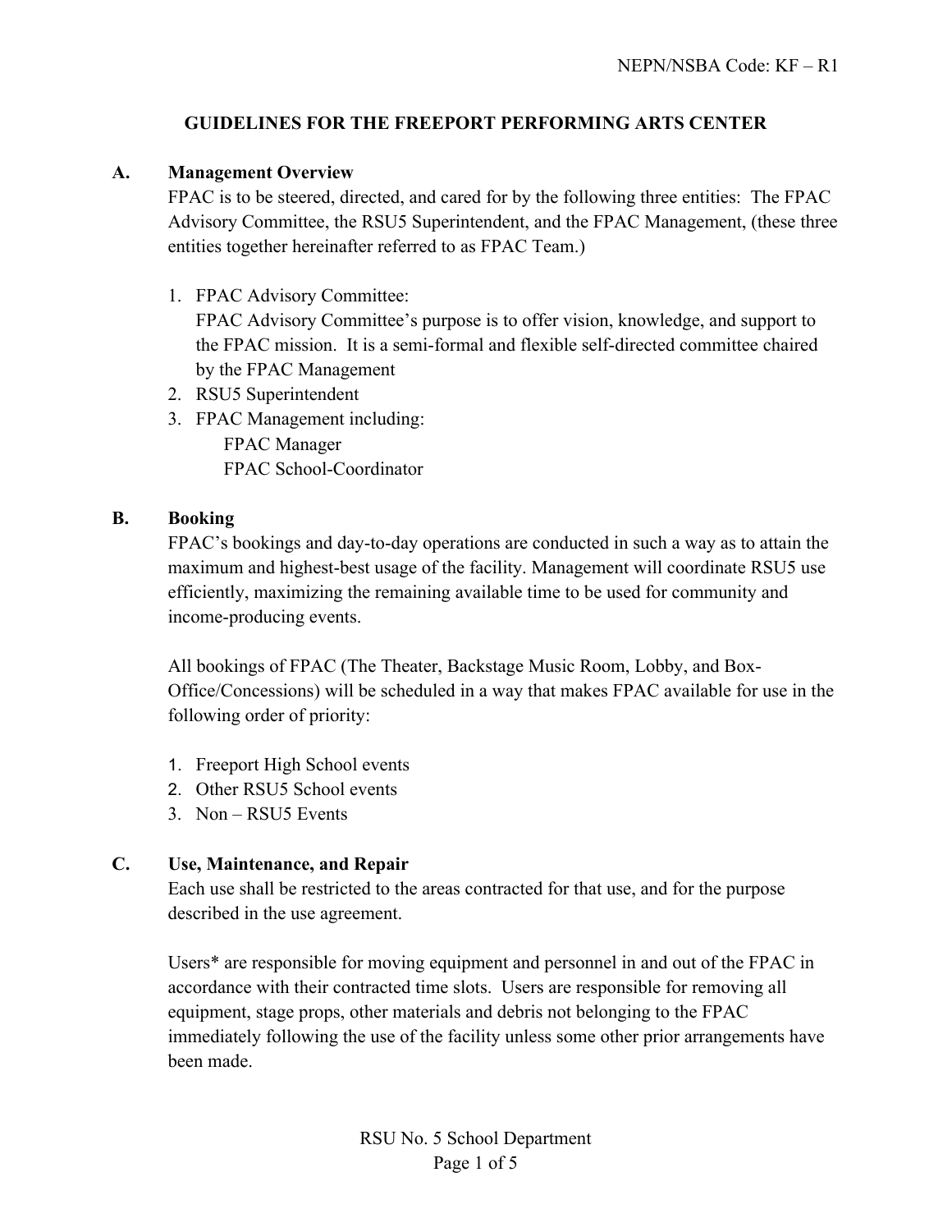NEPN/NSBA Code: KF – R1

# GUIDELINES FOR THE FREEPORT PERFORMING ARTS CENTER

## A. Management Overview

FPAC is to be steered, directed, and cared for by the following three entities: The FPAC Advisory Committee, the RSU5 Superintendent, and the FPAC Management, (these three entities together hereinafter referred to as FPAC Team.)

1. FPAC Advisory Committee:
   FPAC Advisory Committee's purpose is to offer vision, knowledge, and support to the FPAC mission. It is a semi-formal and flexible self-directed committee chaired by the FPAC Management
2. RSU5 Superintendent
3. FPAC Management including:
   - FPAC Manager
   - FPAC School-Coordinator

## B. Booking

FPAC's bookings and day-to-day operations are conducted in such a way as to attain the maximum and highest-best usage of the facility. Management will coordinate RSU5 use efficiently, maximizing the remaining available time to be used for community and income-producing events.

All bookings of FPAC (The Theater, Backstage Music Room, Lobby, and Box-Office/Concessions) will be scheduled in a way that makes FPAC available for use in the following order of priority:

1. Freeport High School events
2. Other RSU5 School events
3. Non – RSU5 Events

## C. Use, Maintenance, and Repair

Each use shall be restricted to the areas contracted for that use, and for the purpose described in the use agreement.

Users* are responsible for moving equipment and personnel in and out of the FPAC in accordance with their contracted time slots. Users are responsible for removing all equipment, stage props, other materials and debris not belonging to the FPAC immediately following the use of the facility unless some other prior arrangements have been made.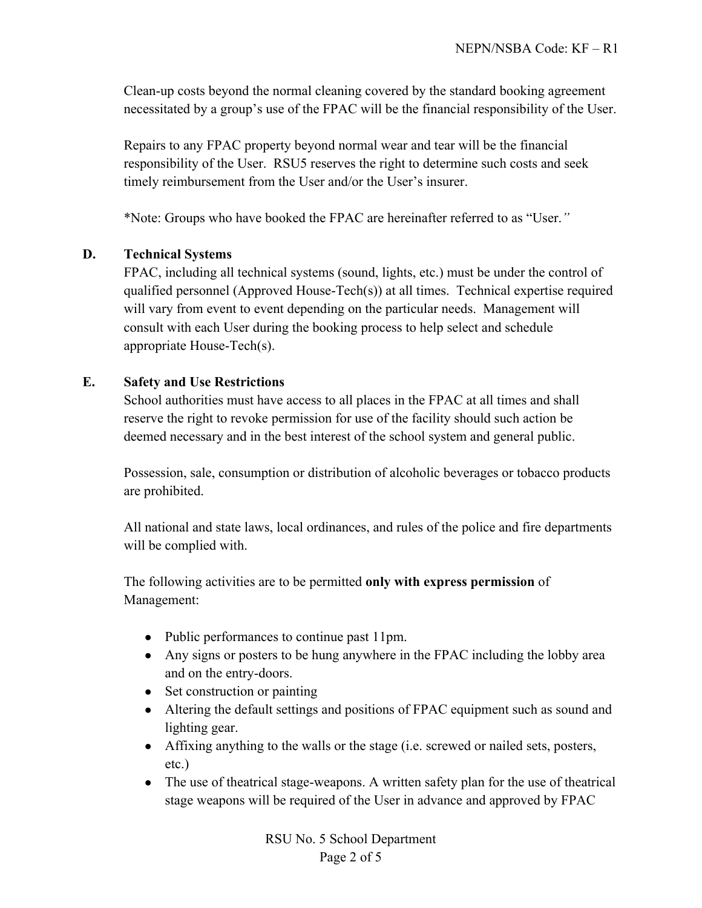Clean-up costs beyond the normal cleaning covered by the standard booking agreement necessitated by a group's use of the FPAC will be the financial responsibility of the User.

Repairs to any FPAC property beyond normal wear and tear will be the financial responsibility of the User. RSU5 reserves the right to determine such costs and seek timely reimbursement from the User and/or the User's insurer.

*Note: Groups who have booked the FPAC are hereinafter referred to as "User."

**D. Technical Systems**

FPAC, including all technical systems (sound, lights, etc.) must be under the control of qualified personnel (Approved House-Tech(s)) at all times. Technical expertise required will vary from event to event depending on the particular needs. Management will consult with each User during the booking process to help select and schedule appropriate House-Tech(s).

**E. Safety and Use Restrictions**

School authorities must have access to all places in the FPAC at all times and shall reserve the right to revoke permission for use of the facility should such action be deemed necessary and in the best interest of the school system and general public.

Possession, sale, consumption or distribution of alcoholic beverages or tobacco products are prohibited.

All national and state laws, local ordinances, and rules of the police and fire departments will be complied with.

The following activities are to be permitted **only with express permission** of Management:

- Public performances to continue past 11pm.
- Any signs or posters to be hung anywhere in the FPAC including the lobby area and on the entry-doors.
- Set construction or painting
- Altering the default settings and positions of FPAC equipment such as sound and lighting gear.
- Affixing anything to the walls or the stage (i.e. screwed or nailed sets, posters, etc.)
- The use of theatrical stage-weapons. A written safety plan for the use of theatrical stage weapons will be required of the User in advance and approved by FPAC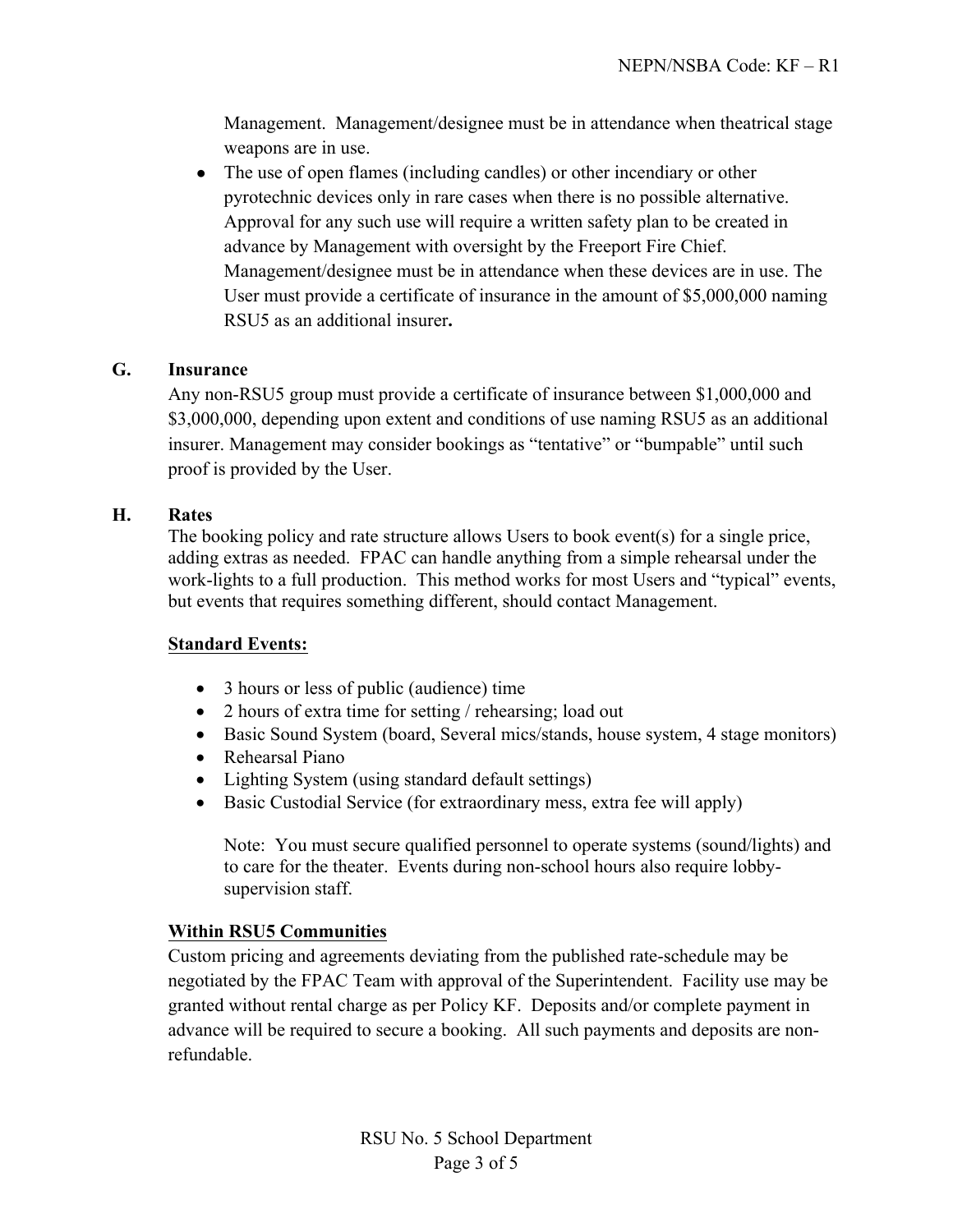Management. Management/designee must be in attendance when theatrical stage weapons are in use.

- The use of open flames (including candles) or other incendiary or other pyrotechnic devices only in rare cases when there is no possible alternative. Approval for any such use will require a written safety plan to be created in advance by Management with oversight by the Freeport Fire Chief. Management/designee must be in attendance when these devices are in use. The User must provide a certificate of insurance in the amount of $5,000,000 naming RSU5 as an additional insurer**.**

**G. Insurance**

Any non-RSU5 group must provide a certificate of insurance between $1,000,000 and $3,000,000, depending upon extent and conditions of use naming RSU5 as an additional insurer. Management may consider bookings as "tentative" or "bumpable" until such proof is provided by the User.

**H. Rates**

The booking policy and rate structure allows Users to book event(s) for a single price, adding extras as needed. FPAC can handle anything from a simple rehearsal under the work-lights to a full production. This method works for most Users and "typical" events, but events that requires something different, should contact Management.

**Standard Events:**

- 3 hours or less of public (audience) time
- 2 hours of extra time for setting / rehearsing; load out
- Basic Sound System (board, Several mics/stands, house system, 4 stage monitors)
- Rehearsal Piano
- Lighting System (using standard default settings)
- Basic Custodial Service (for extraordinary mess, extra fee will apply)

Note: You must secure qualified personnel to operate systems (sound/lights) and to care for the theater. Events during non-school hours also require lobby-supervision staff.

**Within RSU5 Communities**

Custom pricing and agreements deviating from the published rate-schedule may be negotiated by the FPAC Team with approval of the Superintendent. Facility use may be granted without rental charge as per Policy KF. Deposits and/or complete payment in advance will be required to secure a booking. All such payments and deposits are non-refundable.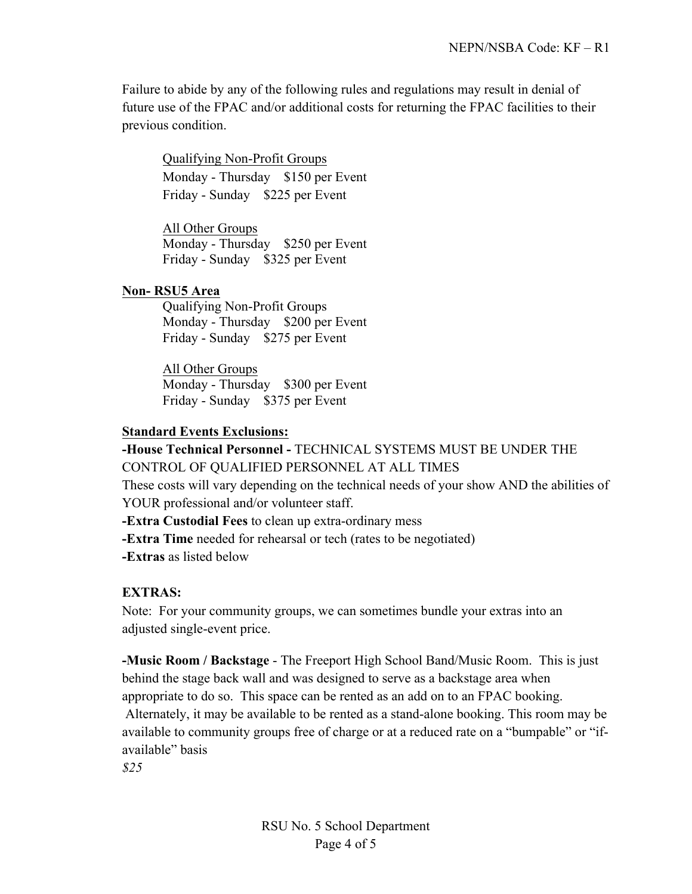Failure to abide by any of the following rules and regulations may result in denial of future use of the FPAC and/or additional costs for returning the FPAC facilities to their previous condition.

<u>Qualifying Non-Profit Groups</u>
Monday - Thursday $150 per Event
Friday - Sunday $225 per Event

<u>All Other Groups</u>
Monday - Thursday $250 per Event
Friday - Sunday $325 per Event

**<u>Non- RSU5 Area</u>**

Qualifying Non-Profit Groups
Monday - Thursday $200 per Event
Friday - Sunday $275 per Event

<u>All Other Groups</u>
Monday - Thursday $300 per Event
Friday - Sunday $375 per Event

**<u>Standard Events Exclusions:</u>**

**-House Technical Personnel -** TECHNICAL SYSTEMS MUST BE UNDER THE CONTROL OF QUALIFIED PERSONNEL AT ALL TIMES
These costs will vary depending on the technical needs of your show AND the abilities of YOUR professional and/or volunteer staff.

**-Extra Custodial Fees** to clean up extra-ordinary mess

**-Extra Time** needed for rehearsal or tech (rates to be negotiated)

**-Extras** as listed below

**EXTRAS:**

Note: For your community groups, we can sometimes bundle your extras into an adjusted single-event price.

**-Music Room / Backstage** - The Freeport High School Band/Music Room. This is just behind the stage back wall and was designed to serve as a backstage area when appropriate to do so. This space can be rented as an add on to an FPAC booking. Alternately, it may be available to be rented as a stand-alone booking. This room may be available to community groups free of charge or at a reduced rate on a "bumpable" or "if-available" basis

*$25*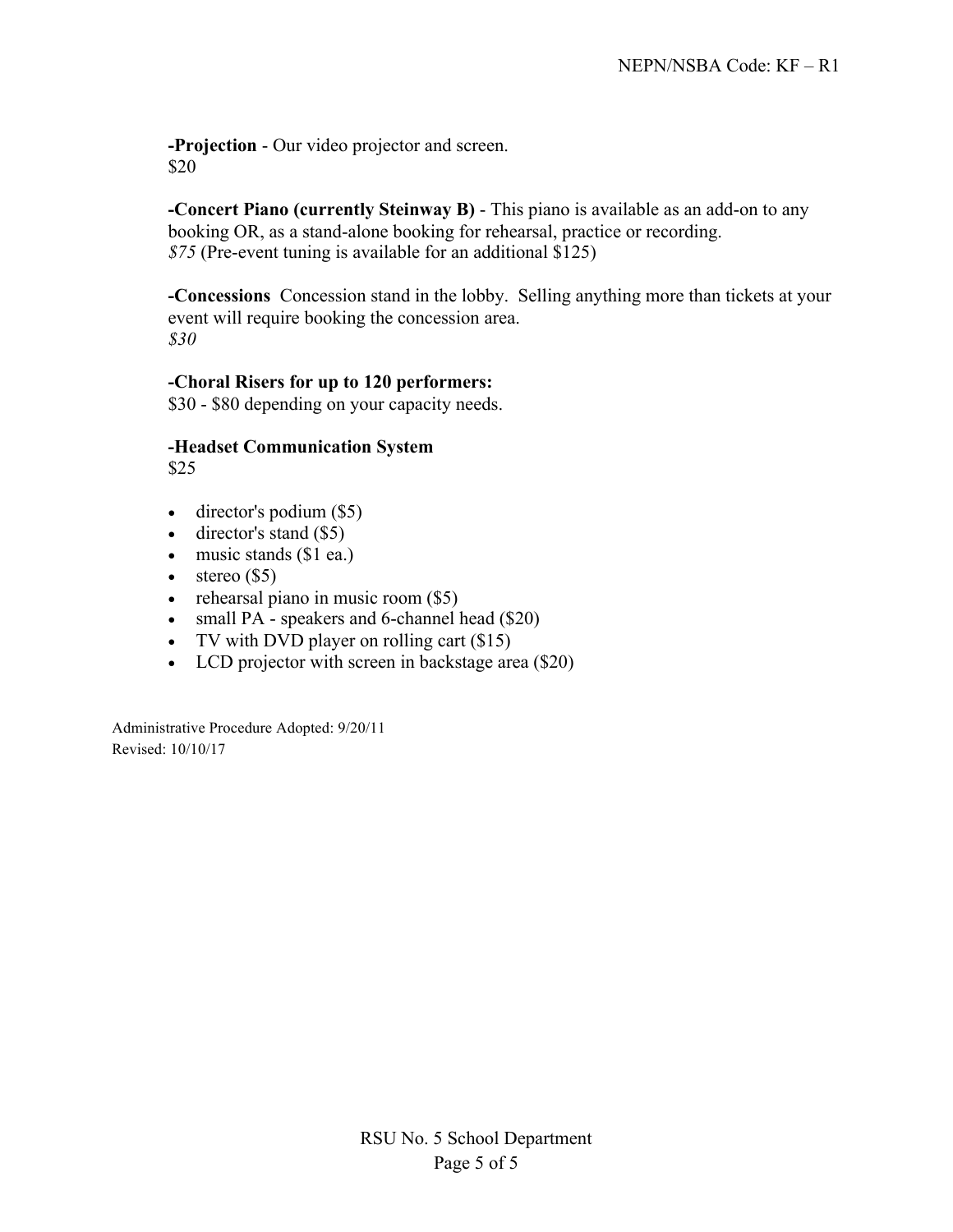**-Projection** - Our video projector and screen.
$20

**-Concert Piano (currently Steinway B)** - This piano is available as an add-on to any booking OR, as a stand-alone booking for rehearsal, practice or recording.
*$75* (Pre-event tuning is available for an additional $125)

**-Concessions** Concession stand in the lobby. Selling anything more than tickets at your event will require booking the concession area.
*$30*

**-Choral Risers for up to 120 performers:**
$30 - $80 depending on your capacity needs.

**-Headset Communication System**
$25

- director's podium ($5)
- director's stand ($5)
- music stands ($1 ea.)
- stereo ($5)
- rehearsal piano in music room ($5)
- small PA - speakers and 6-channel head ($20)
- TV with DVD player on rolling cart ($15)
- LCD projector with screen in backstage area ($20)

Administrative Procedure Adopted: 9/20/11
Revised: 10/10/17